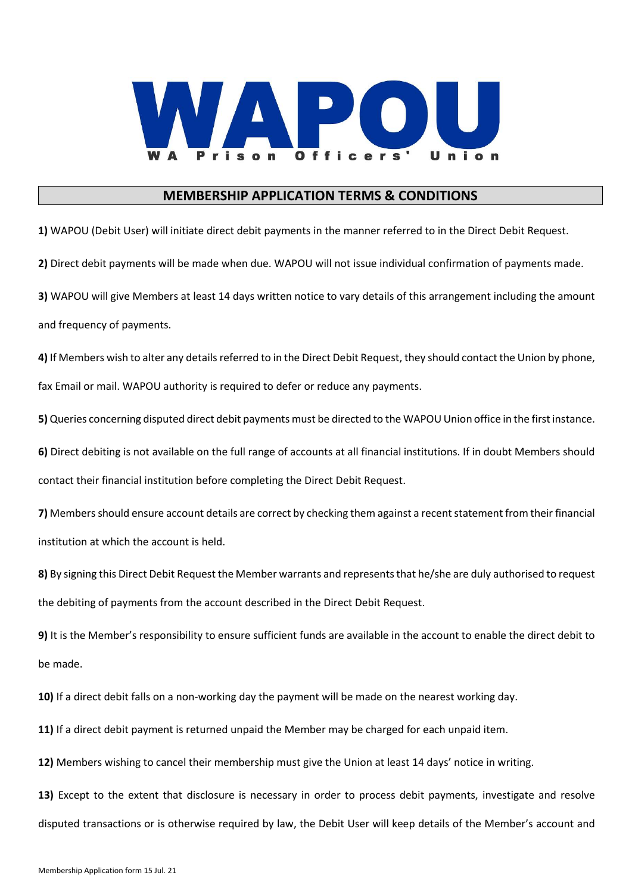# WAPOU

WA Prison Officers' Union

## MEMBERSHIP APPLICATION TERMS & CONDITIONS

**1)** WAPOU (Debit User) will initiate direct debit payments in the manner referred to in the Direct Debit Request.

**2)** Direct debit payments will be made when due. WAPOU will not issue individual confirmation of payments made.

**3)** WAPOU will give Members at least 14 days written notice to vary details of this arrangement including the amount and frequency of payments.

**4)** If Members wish to alter any details referred to in the Direct Debit Request, they should contact the Union by phone, fax Email or mail. WAPOU authority is required to defer or reduce any payments.

**5)** Queries concerning disputed direct debit payments must be directed to the WAPOU Union office in the first instance.

**6)** Direct debiting is not available on the full range of accounts at all financial institutions. If in doubt Members should contact their financial institution before completing the Direct Debit Request.

**7)** Members should ensure account details are correct by checking them against a recent statement from their financial institution at which the account is held.

**8)** By signing this Direct Debit Request the Member warrants and represents that he/she are duly authorised to request the debiting of payments from the account described in the Direct Debit Request.

**9)** It is the Member's responsibility to ensure sufficient funds are available in the account to enable the direct debit to be made.

**10)** If a direct debit falls on a non-working day the payment will be made on the nearest working day.

**11)** If a direct debit payment is returned unpaid the Member may be charged for each unpaid item.

**12)** Members wishing to cancel their membership must give the Union at least 14 days' notice in writing.

**13)** Except to the extent that disclosure is necessary in order to process debit payments, investigate and resolve disputed transactions or is otherwise required by law, the Debit User will keep details of the Member's account and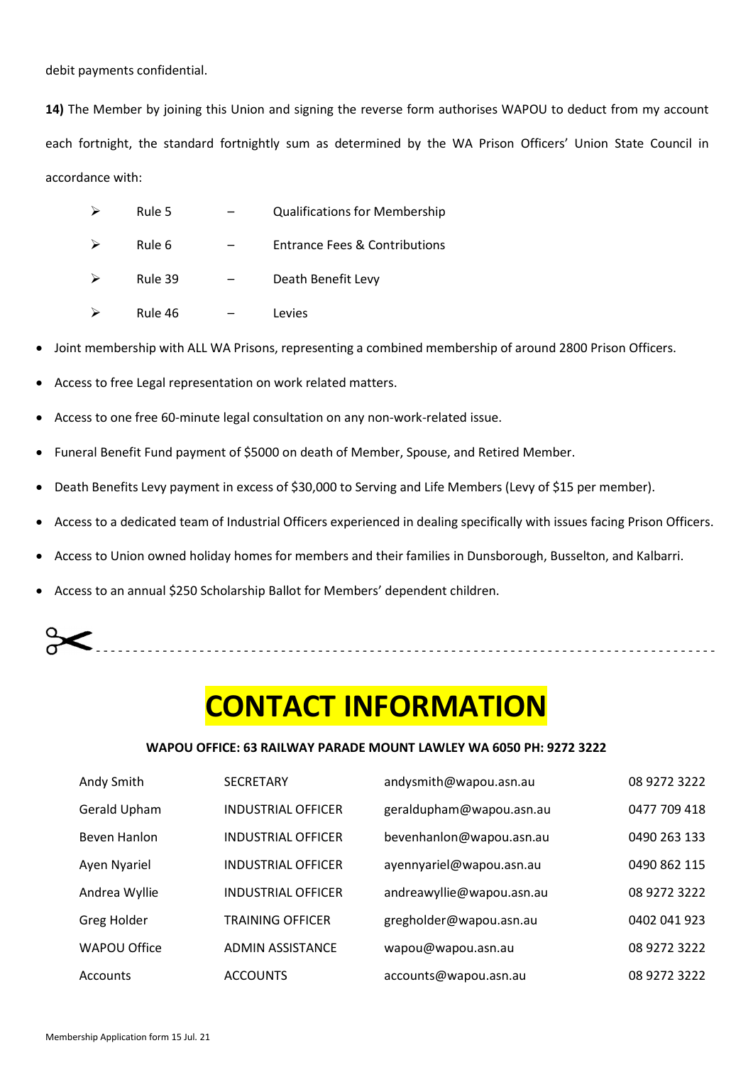debit payments confidential.

**14)** The Member by joining this Union and signing the reverse form authorises WAPOU to deduct from my account each fortnight, the standard fortnightly sum as determined by the WA Prison Officers' Union State Council in accordance with:

- Rule 5 – Qualifications for Membership
- Rule 6 – Entrance Fees & Contributions
- Rule 39 – Death Benefit Levy
- Rule 46 – Levies

- Joint membership with ALL WA Prisons, representing a combined membership of around 2800 Prison Officers.
- Access to free Legal representation on work related matters.
- Access to one free 60-minute legal consultation on any non-work-related issue.
- Funeral Benefit Fund payment of $5000 on death of Member, Spouse, and Retired Member.
- Death Benefits Levy payment in excess of $30,000 to Serving and Life Members (Levy of $15 per member).
- Access to a dedicated team of Industrial Officers experienced in dealing specifically with issues facing Prison Officers.
- Access to Union owned holiday homes for members and their families in Dunsborough, Busselton, and Kalbarri.
- Access to an annual $250 Scholarship Ballot for Members' dependent children.

✂- - - - - - - - - - - - - - - - - - - - - - - - - - - - - - - - - - - - - - - -

# CONTACT INFORMATION

**WAPOU OFFICE: 63 RAILWAY PARADE MOUNT LAWLEY WA 6050 PH: 9272 3222**

| | | | |
|---|---|---|---|
| Andy Smith | SECRETARY | andysmith@wapou.asn.au | 08 9272 3222 |
| Gerald Upham | INDUSTRIAL OFFICER | geraldupham@wapou.asn.au | 0477 709 418 |
| Beven Hanlon | INDUSTRIAL OFFICER | bevenhanlon@wapou.asn.au | 0490 263 133 |
| Ayen Nyariel | INDUSTRIAL OFFICER | ayennyariel@wapou.asn.au | 0490 862 115 |
| Andrea Wyllie | INDUSTRIAL OFFICER | andreawyllie@wapou.asn.au | 08 9272 3222 |
| Greg Holder | TRAINING OFFICER | gregholder@wapou.asn.au | 0402 041 923 |
| WAPOU Office | ADMIN ASSISTANCE | wapou@wapou.asn.au | 08 9272 3222 |
| Accounts | ACCOUNTS | accounts@wapou.asn.au | 08 9272 3222 |

Membership Application form 15 Jul. 21